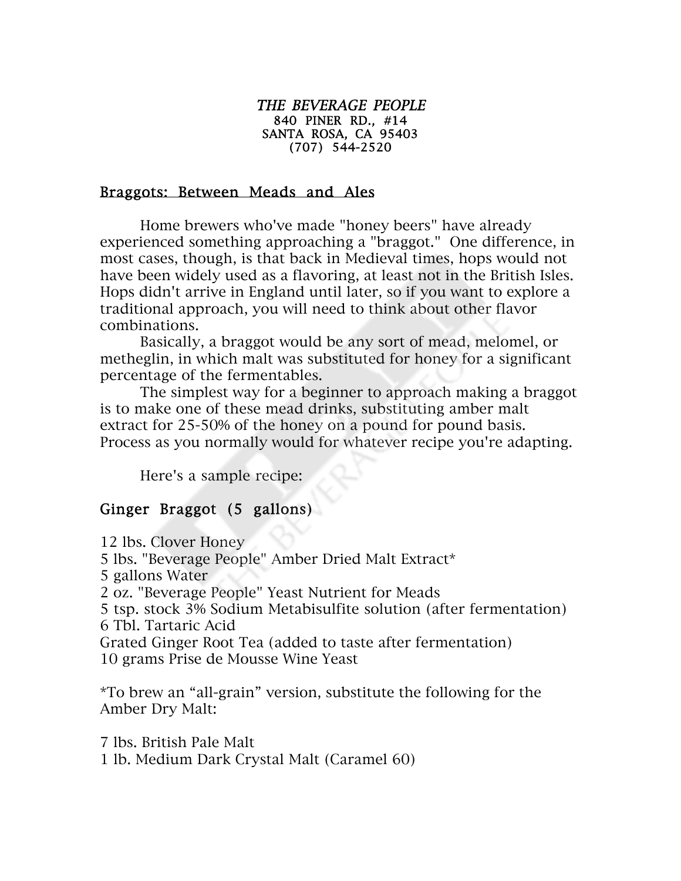*THE BEVERAGE PEOPLE*
840 PINER RD., #14
SANTA ROSA, CA 95403
(707) 544-2520

## Braggots: Between Meads and Ales

Home brewers who've made "honey beers" have already experienced something approaching a "braggot." One difference, in most cases, though, is that back in Medieval times, hops would not have been widely used as a flavoring, at least not in the British Isles. Hops didn't arrive in England until later, so if you want to explore a traditional approach, you will need to think about other flavor combinations.

Basically, a braggot would be any sort of mead, melomel, or metheglin, in which malt was substituted for honey for a significant percentage of the fermentables.

The simplest way for a beginner to approach making a braggot is to make one of these mead drinks, substituting amber malt extract for 25-50% of the honey on a pound for pound basis. Process as you normally would for whatever recipe you're adapting.

Here's a sample recipe:

### Ginger Braggot (5 gallons)

12 lbs. Clover Honey
5 lbs. "Beverage People" Amber Dried Malt Extract*
5 gallons Water
2 oz. "Beverage People" Yeast Nutrient for Meads
5 tsp. stock 3% Sodium Metabisulfite solution (after fermentation)
6 Tbl. Tartaric Acid
Grated Ginger Root Tea (added to taste after fermentation)
10 grams Prise de Mousse Wine Yeast

*To brew an "all-grain" version, substitute the following for the Amber Dry Malt:

7 lbs. British Pale Malt
1 lb. Medium Dark Crystal Malt (Caramel 60)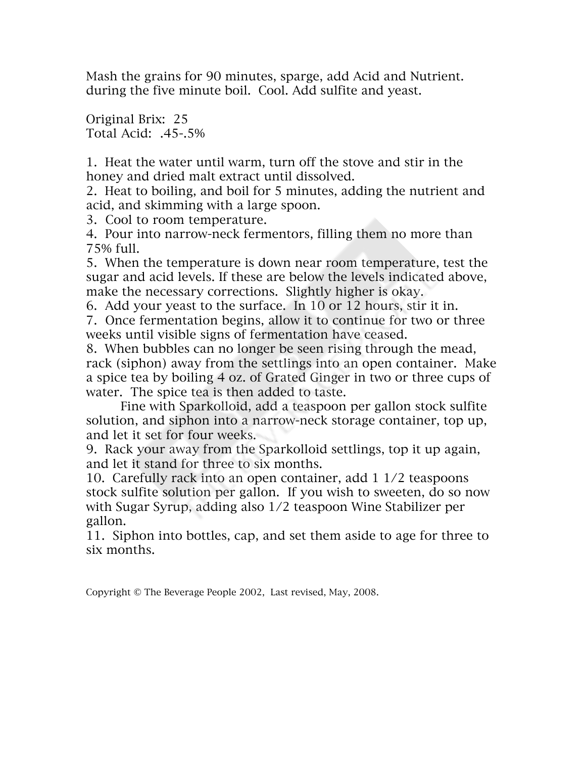Mash the grains for 90 minutes, sparge, add Acid and Nutrient. during the five minute boil. Cool. Add sulfite and yeast.

Original Brix: 25
Total Acid: .45-.5%

1. Heat the water until warm, turn off the stove and stir in the honey and dried malt extract until dissolved.
2. Heat to boiling, and boil for 5 minutes, adding the nutrient and acid, and skimming with a large spoon.
3. Cool to room temperature.
4. Pour into narrow-neck fermentors, filling them no more than 75% full.
5. When the temperature is down near room temperature, test the sugar and acid levels. If these are below the levels indicated above, make the necessary corrections. Slightly higher is okay.
6. Add your yeast to the surface. In 10 or 12 hours, stir it in.
7. Once fermentation begins, allow it to continue for two or three weeks until visible signs of fermentation have ceased.
8. When bubbles can no longer be seen rising through the mead, rack (siphon) away from the settlings into an open container. Make a spice tea by boiling 4 oz. of Grated Ginger in two or three cups of water. The spice tea is then added to taste.

   Fine with Sparkolloid, add a teaspoon per gallon stock sulfite solution, and siphon into a narrow-neck storage container, top up, and let it set for four weeks.
9. Rack your away from the Sparkolloid settlings, top it up again, and let it stand for three to six months.
10. Carefully rack into an open container, add 1 1/2 teaspoons stock sulfite solution per gallon. If you wish to sweeten, do so now with Sugar Syrup, adding also 1/2 teaspoon Wine Stabilizer per gallon.
11. Siphon into bottles, cap, and set them aside to age for three to six months.

Copyright © The Beverage People 2002, Last revised, May, 2008.